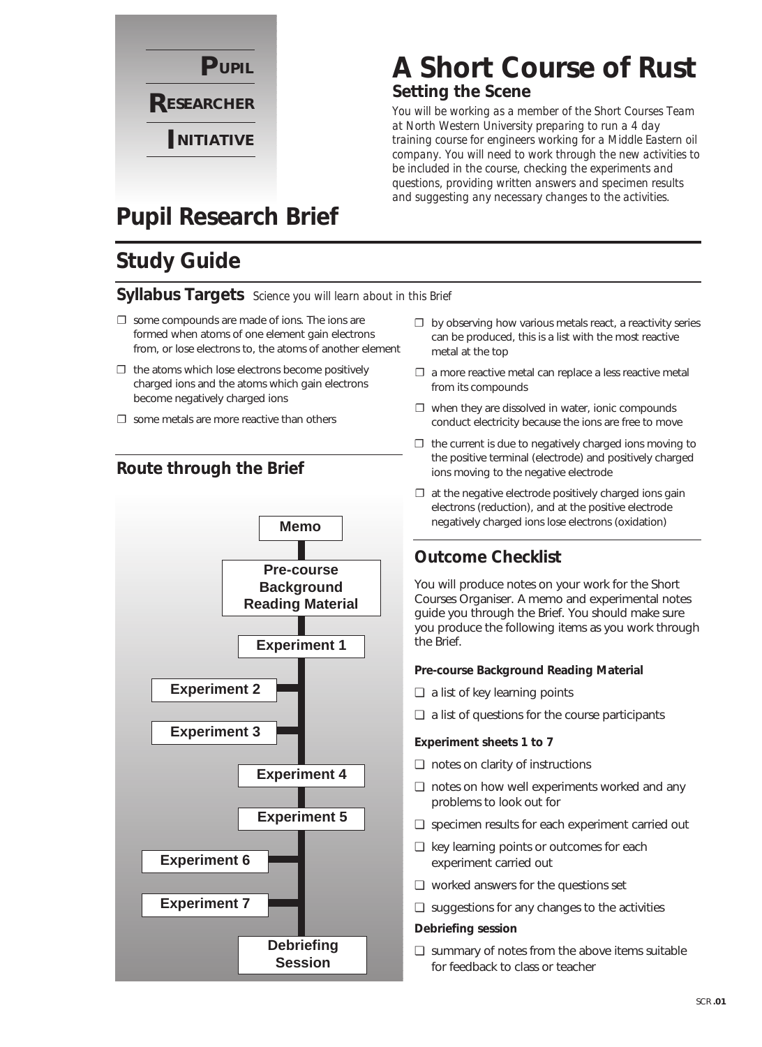**PUPIL RESEARCHER INITIATIVE**

# A Short Course of Rust

## Setting the Scene

*You will be working as a member of the Short Courses Team at North Western University preparing to run a 4 day training course for engineers working for a Middle Eastern oil company. You will need to work through the new activities to be included in the course, checking the experiments and questions, providing written answers and specimen results and suggesting any necessary changes to the activities.*

# Pupil Research Brief

## Study Guide

### Syllabus Targets *Science you will learn about in this Brief*

- ❒ some compounds are made of ions. The ions are formed when atoms of one element gain electrons from, or lose electrons to, the atoms of another element
- ❒ the atoms which lose electrons become positively charged ions and the atoms which gain electrons become negatively charged ions
- ❒ some metals are more reactive than others
- ❒ by observing how various metals react, a reactivity series can be produced, this is a list with the most reactive metal at the top
- ❒ a more reactive metal can replace a less reactive metal from its compounds
- ❒ when they are dissolved in water, ionic compounds conduct electricity because the ions are free to move
- ❒ the current is due to negatively charged ions moving to the positive terminal (electrode) and positively charged ions moving to the negative electrode
- ❒ at the negative electrode positively charged ions gain electrons (reduction), and at the positive electrode negatively charged ions lose electrons (oxidation)

### Route through the Brief

Memo

Pre-course Background Reading Material

Experiment 1

Experiment 2

Experiment 3

Experiment 4

Experiment 5

Experiment 6

Experiment 7

Debriefing Session

### Outcome Checklist

You will produce notes on your work for the Short Courses Organiser. A memo and experimental notes guide you through the Brief. You should make sure you produce the following items as you work through the Brief.

**Pre-course Background Reading Material**

- ❑ a list of key learning points
- ❑ a list of questions for the course participants

**Experiment sheets 1 to 7**

- ❑ notes on clarity of instructions
- ❑ notes on how well experiments worked and any problems to look out for
- ❑ specimen results for each experiment carried out
- ❑ key learning points or outcomes for each experiment carried out
- ❑ worked answers for the questions set
- ❑ suggestions for any changes to the activities

**Debriefing session**

- ❑ summary of notes from the above items suitable for feedback to class or teacher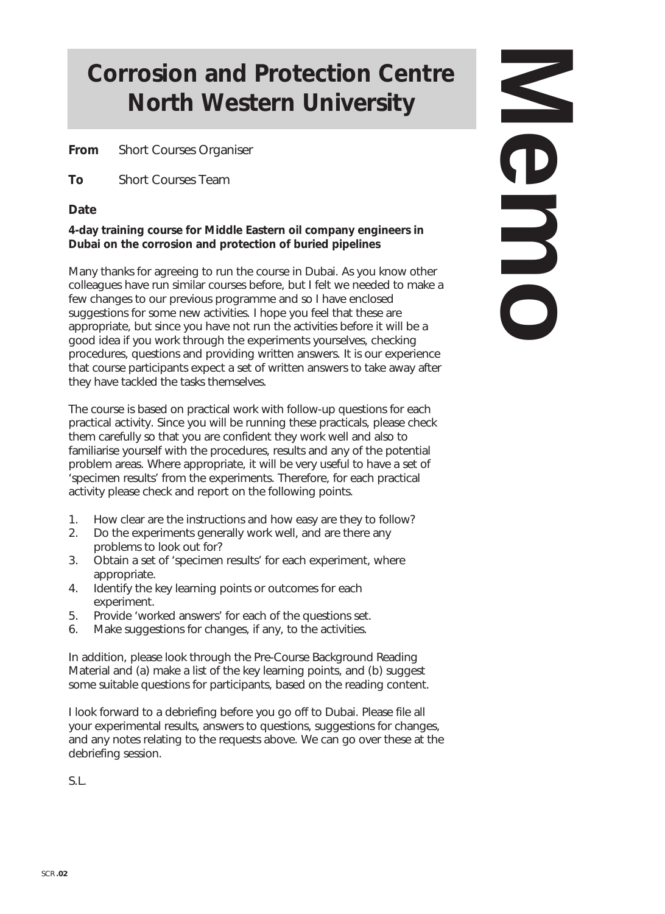# Corrosion and Protection Centre North Western University

Memo

**From** Short Courses Organiser

**To** Short Courses Team

**Date**

**4-day training course for Middle Eastern oil company engineers in Dubai on the corrosion and protection of buried pipelines**

Many thanks for agreeing to run the course in Dubai. As you know other colleagues have run similar courses before, but I felt we needed to make a few changes to our previous programme and so I have enclosed suggestions for some new activities. I hope you feel that these are appropriate, but since you have not run the activities before it will be a good idea if you work through the experiments yourselves, checking procedures, questions and providing written answers. It is our experience that course participants expect a set of written answers to take away after they have tackled the tasks themselves.

The course is based on practical work with follow-up questions for each practical activity. Since you will be running these practicals, please check them carefully so that you are confident they work well and also to familiarise yourself with the procedures, results and any of the potential problem areas. Where appropriate, it will be very useful to have a set of 'specimen results' from the experiments. Therefore, for each practical activity please check and report on the following points.

1. How clear are the instructions and how easy are they to follow?
2. Do the experiments generally work well, and are there any problems to look out for?
3. Obtain a set of 'specimen results' for each experiment, where appropriate.
4. Identify the key learning points or outcomes for each experiment.
5. Provide 'worked answers' for each of the questions set.
6. Make suggestions for changes, if any, to the activities.

In addition, please look through the Pre-Course Background Reading Material and (a) make a list of the key learning points, and (b) suggest some suitable questions for participants, based on the reading content.

I look forward to a debriefing before you go off to Dubai. Please file all your experimental results, answers to questions, suggestions for changes, and any notes relating to the requests above. We can go over these at the debriefing session.

S.L.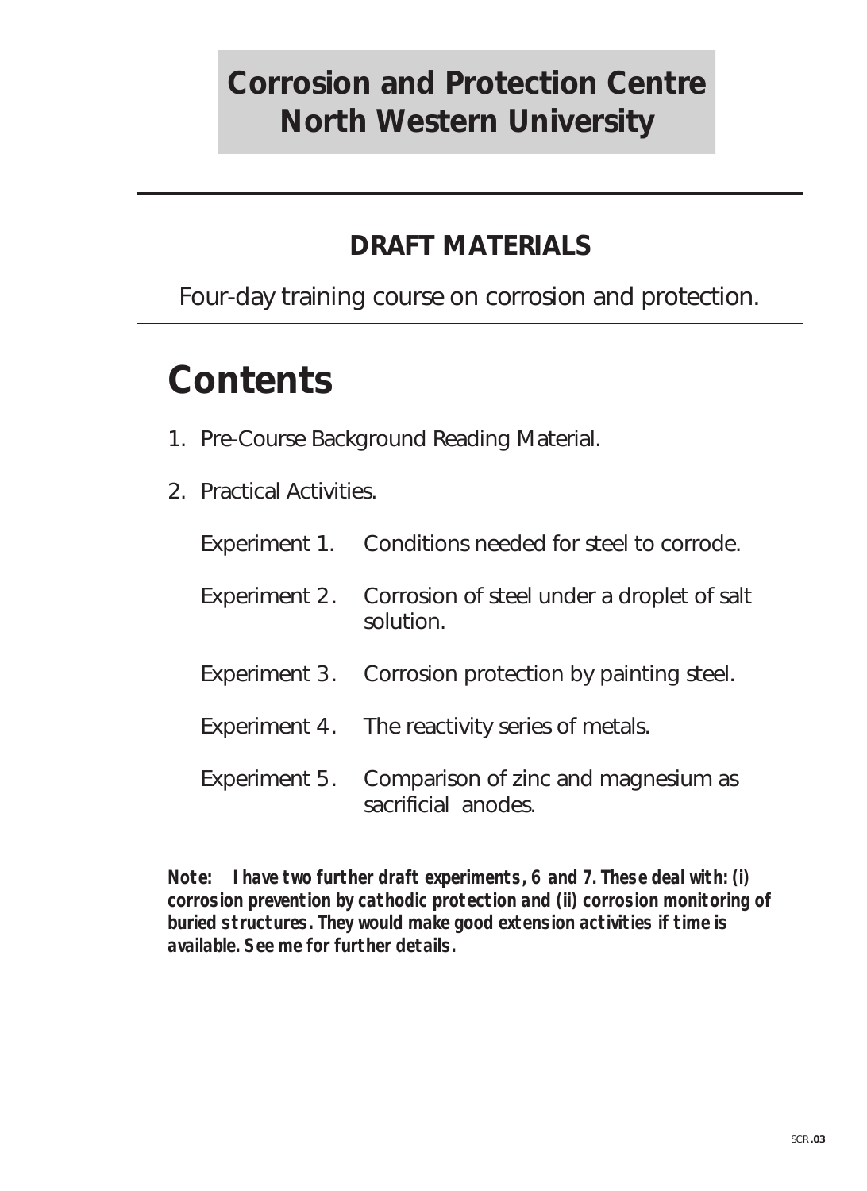# Corrosion and Protection Centre
# North Western University

## DRAFT MATERIALS

Four-day training course on corrosion and protection.

# Contents

1. Pre-Course Background Reading Material.
2. Practical Activities.

| | |
|---|---|
| Experiment 1. | Conditions needed for steel to corrode. |
| Experiment 2. | Corrosion of steel under a droplet of salt solution. |
| Experiment 3. | Corrosion protection by painting steel. |
| Experiment 4. | The reactivity series of metals. |
| Experiment 5. | Comparison of zinc and magnesium as sacrificial anodes. |

***Note:** I have two further draft experiments, 6 and 7. These deal with: (i) corrosion prevention by cathodic protection and (ii) corrosion monitoring of buried structures. They would make good extension activities if time is available. See me for further details.*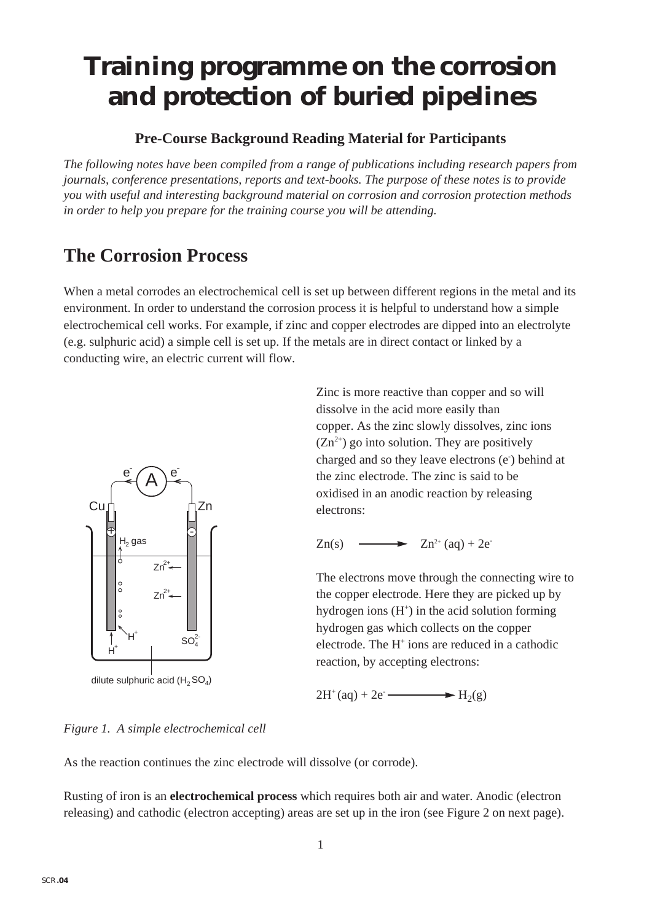# Training programme on the corrosion and protection of buried pipelines

**Pre-Course Background Reading Material for Participants**

*The following notes have been compiled from a range of publications including research papers from journals, conference presentations, reports and text-books. The purpose of these notes is to provide you with useful and interesting background material on corrosion and corrosion protection methods in order to help you prepare for the training course you will be attending.*

## The Corrosion Process

When a metal corrodes an electrochemical cell is set up between different regions in the metal and its environment. In order to understand the corrosion process it is helpful to understand how a simple electrochemical cell works. For example, if zinc and copper electrodes are dipped into an electrolyte (e.g. sulphuric acid) a simple cell is set up. If the metals are in direct contact or linked by a conducting wire, an electric current will flow.

e-
A
e-
Cu
Zn
+
-
$H_2$ gas
$Zn^{2+}$
$Zn^{2+}$
$H^+$
$H^+$
$SO_4^{2-}$
dilute sulphuric acid ($H_2SO_4$)

*Figure 1. A simple electrochemical cell*

Zinc is more reactive than copper and so will dissolve in the acid more easily than copper. As the zinc slowly dissolves, zinc ions ($Zn^{2+}$) go into solution. They are positively charged and so they leave electrons ($e^-$) behind at the zinc electrode. The zinc is said to be oxidised in an anodic reaction by releasing electrons:

$$Zn(s) \longrightarrow Zn^{2+}(aq) + 2e^-$$

The electrons move through the connecting wire to the copper electrode. Here they are picked up by hydrogen ions ($H^+$) in the acid solution forming hydrogen gas which collects on the copper electrode. The $H^+$ ions are reduced in a cathodic reaction, by accepting electrons:

$$2H^+(aq) + 2e^- \longrightarrow H_2(g)$$

As the reaction continues the zinc electrode will dissolve (or corrode).

Rusting of iron is an **electrochemical process** which requires both air and water. Anodic (electron releasing) and cathodic (electron accepting) areas are set up in the iron (see Figure 2 on next page).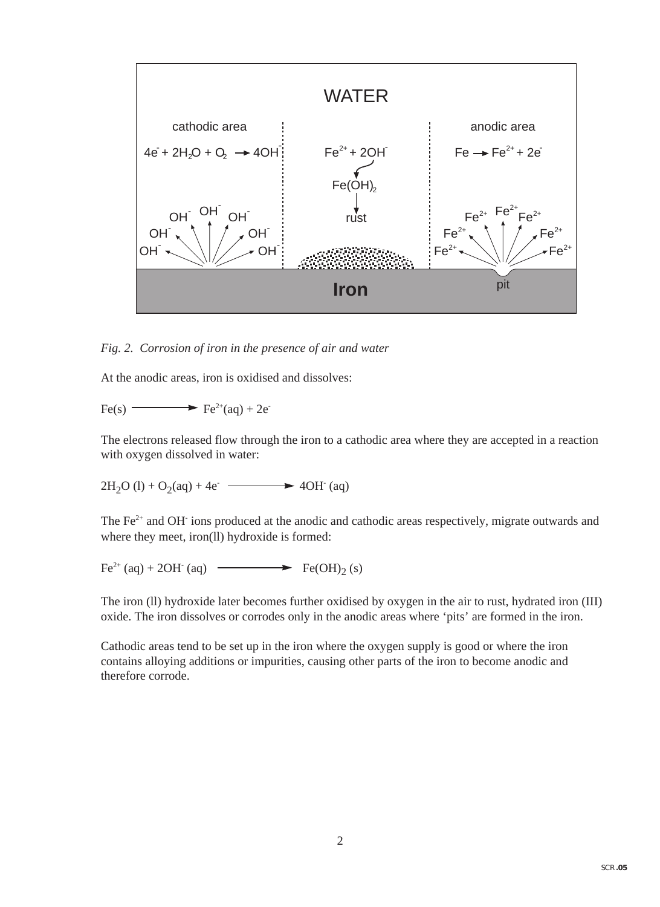WATER

cathodic area

$4e^- + 2H_2O + O_2 \rightarrow 4OH^-$

$Fe^{2+} + 2OH^-$

$Fe(OH)_2$

rust

anodic area

$Fe \rightarrow Fe^{2+} + 2e^-$

pit

Iron

*Fig. 2. Corrosion of iron in the presence of air and water*

At the anodic areas, iron is oxidised and dissolves:

$$Fe(s) \longrightarrow Fe^{2+}(aq) + 2e^-$$

The electrons released flow through the iron to a cathodic area where they are accepted in a reaction with oxygen dissolved in water:

$$2H_2O\ (l) + O_2(aq) + 4e^- \longrightarrow 4OH^-\ (aq)$$

The $Fe^{2+}$ and $OH^-$ ions produced at the anodic and cathodic areas respectively, migrate outwards and where they meet, iron(ll) hydroxide is formed:

$$Fe^{2+}\ (aq) + 2OH^-\ (aq) \longrightarrow Fe(OH)_2\ (s)$$

The iron (ll) hydroxide later becomes further oxidised by oxygen in the air to rust, hydrated iron (III) oxide. The iron dissolves or corrodes only in the anodic areas where 'pits' are formed in the iron.

Cathodic areas tend to be set up in the iron where the oxygen supply is good or where the iron contains alloying additions or impurities, causing other parts of the iron to become anodic and therefore corrode.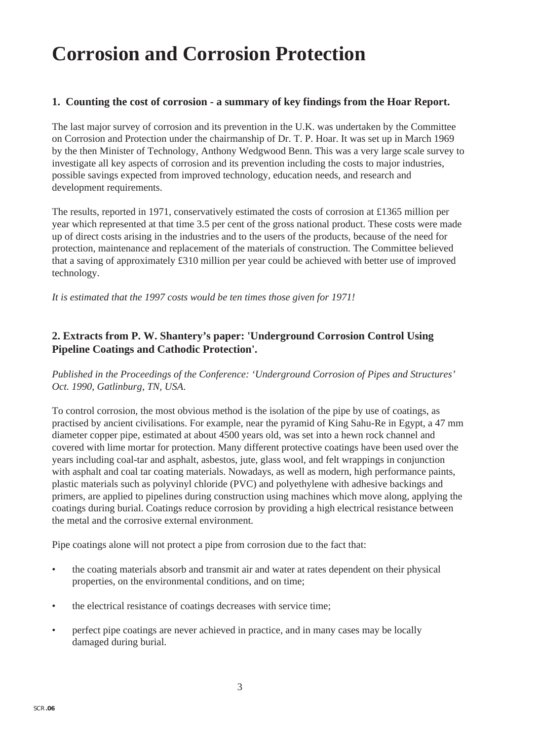# Corrosion and Corrosion Protection

### 1. Counting the cost of corrosion - a summary of key findings from the Hoar Report.

The last major survey of corrosion and its prevention in the U.K. was undertaken by the Committee on Corrosion and Protection under the chairmanship of Dr. T. P. Hoar. It was set up in March 1969 by the then Minister of Technology, Anthony Wedgwood Benn. This was a very large scale survey to investigate all key aspects of corrosion and its prevention including the costs to major industries, possible savings expected from improved technology, education needs, and research and development requirements.

The results, reported in 1971, conservatively estimated the costs of corrosion at £1365 million per year which represented at that time 3.5 per cent of the gross national product. These costs were made up of direct costs arising in the industries and to the users of the products, because of the need for protection, maintenance and replacement of the materials of construction. The Committee believed that a saving of approximately £310 million per year could be achieved with better use of improved technology.

*It is estimated that the 1997 costs would be ten times those given for 1971!*

### 2. Extracts from P. W. Shantery's paper: 'Underground Corrosion Control Using Pipeline Coatings and Cathodic Protection'.

*Published in the Proceedings of the Conference: 'Underground Corrosion of Pipes and Structures' Oct. 1990, Gatlinburg, TN, USA.*

To control corrosion, the most obvious method is the isolation of the pipe by use of coatings, as practised by ancient civilisations. For example, near the pyramid of King Sahu-Re in Egypt, a 47 mm diameter copper pipe, estimated at about 4500 years old, was set into a hewn rock channel and covered with lime mortar for protection. Many different protective coatings have been used over the years including coal-tar and asphalt, asbestos, jute, glass wool, and felt wrappings in conjunction with asphalt and coal tar coating materials. Nowadays, as well as modern, high performance paints, plastic materials such as polyvinyl chloride (PVC) and polyethylene with adhesive backings and primers, are applied to pipelines during construction using machines which move along, applying the coatings during burial. Coatings reduce corrosion by providing a high electrical resistance between the metal and the corrosive external environment.

Pipe coatings alone will not protect a pipe from corrosion due to the fact that:

- the coating materials absorb and transmit air and water at rates dependent on their physical properties, on the environmental conditions, and on time;
- the electrical resistance of coatings decreases with service time;
- perfect pipe coatings are never achieved in practice, and in many cases may be locally damaged during burial.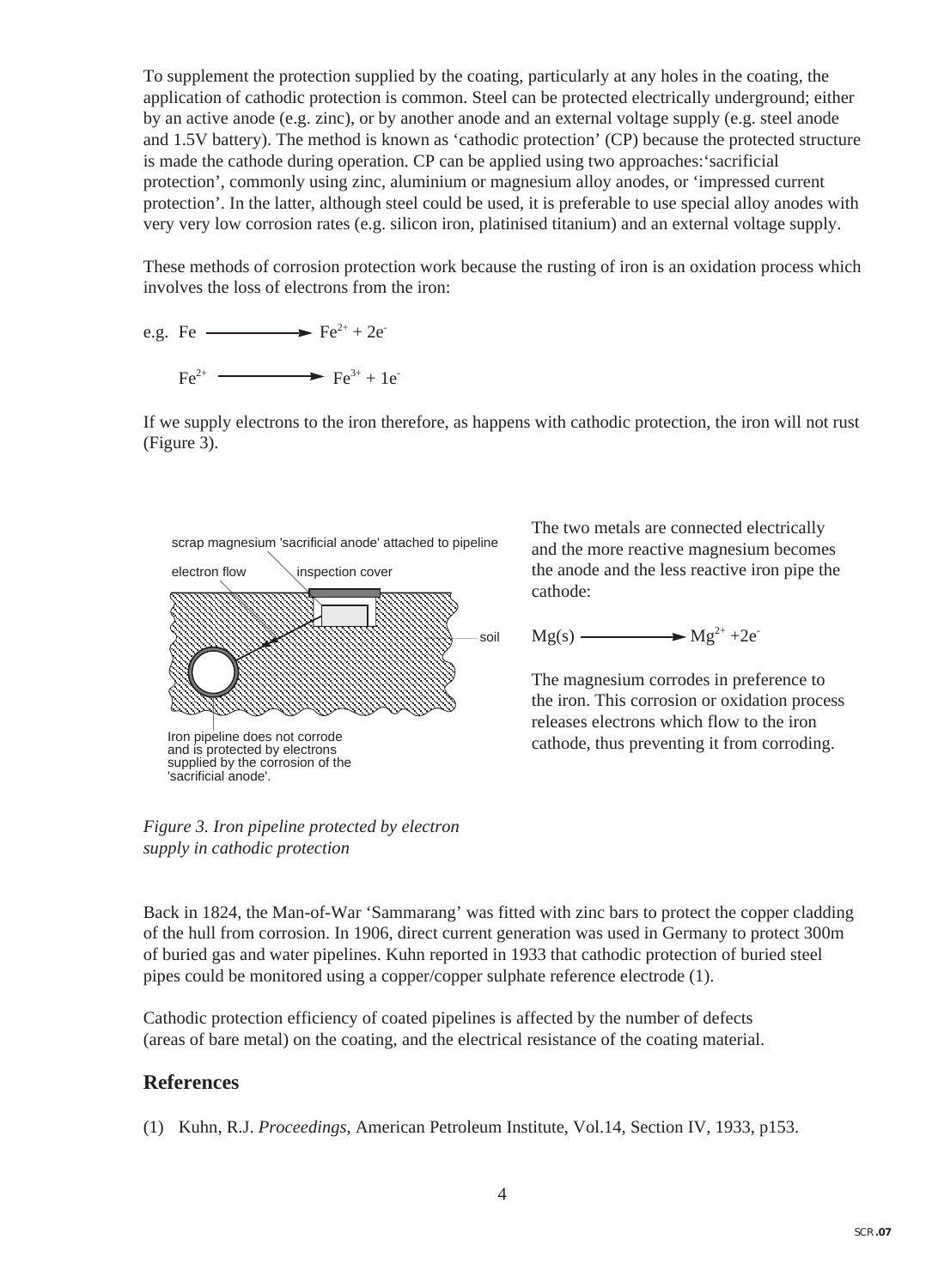To supplement the protection supplied by the coating, particularly at any holes in the coating, the application of cathodic protection is common. Steel can be protected electrically underground; either by an active anode (e.g. zinc), or by another anode and an external voltage supply (e.g. steel anode and 1.5V battery). The method is known as 'cathodic protection' (CP) because the protected structure is made the cathode during operation. CP can be applied using two approaches:'sacrificial protection', commonly using zinc, aluminium or magnesium alloy anodes, or 'impressed current protection'. In the latter, although steel could be used, it is preferable to use special alloy anodes with very very low corrosion rates (e.g. silicon iron, platinised titanium) and an external voltage supply.

These methods of corrosion protection work because the rusting of iron is an oxidation process which involves the loss of electrons from the iron:

e.g. $Fe \longrightarrow Fe^{2+} + 2e^-$

$Fe^{2+} \longrightarrow Fe^{3+} + 1e^-$

If we supply electrons to the iron therefore, as happens with cathodic protection, the iron will not rust (Figure 3).

scrap magnesium 'sacrificial anode' attached to pipeline

electron flow

inspection cover

soil

Iron pipeline does not corrode and is protected by electrons supplied by the corrosion of the 'sacrificial anode'.

*Figure 3. Iron pipeline protected by electron supply in cathodic protection*

The two metals are connected electrically and the more reactive magnesium becomes the anode and the less reactive iron pipe the cathode:

$Mg(s) \longrightarrow Mg^{2+} + 2e^-$

The magnesium corrodes in preference to the iron. This corrosion or oxidation process releases electrons which flow to the iron cathode, thus preventing it from corroding.

Back in 1824, the Man-of-War 'Sammarang' was fitted with zinc bars to protect the copper cladding of the hull from corrosion. In 1906, direct current generation was used in Germany to protect 300m of buried gas and water pipelines. Kuhn reported in 1933 that cathodic protection of buried steel pipes could be monitored using a copper/copper sulphate reference electrode (1).

Cathodic protection efficiency of coated pipelines is affected by the number of defects (areas of bare metal) on the coating, and the electrical resistance of the coating material.

## References

(1) Kuhn, R.J. *Proceedings*, American Petroleum Institute, Vol.14, Section IV, 1933, p153.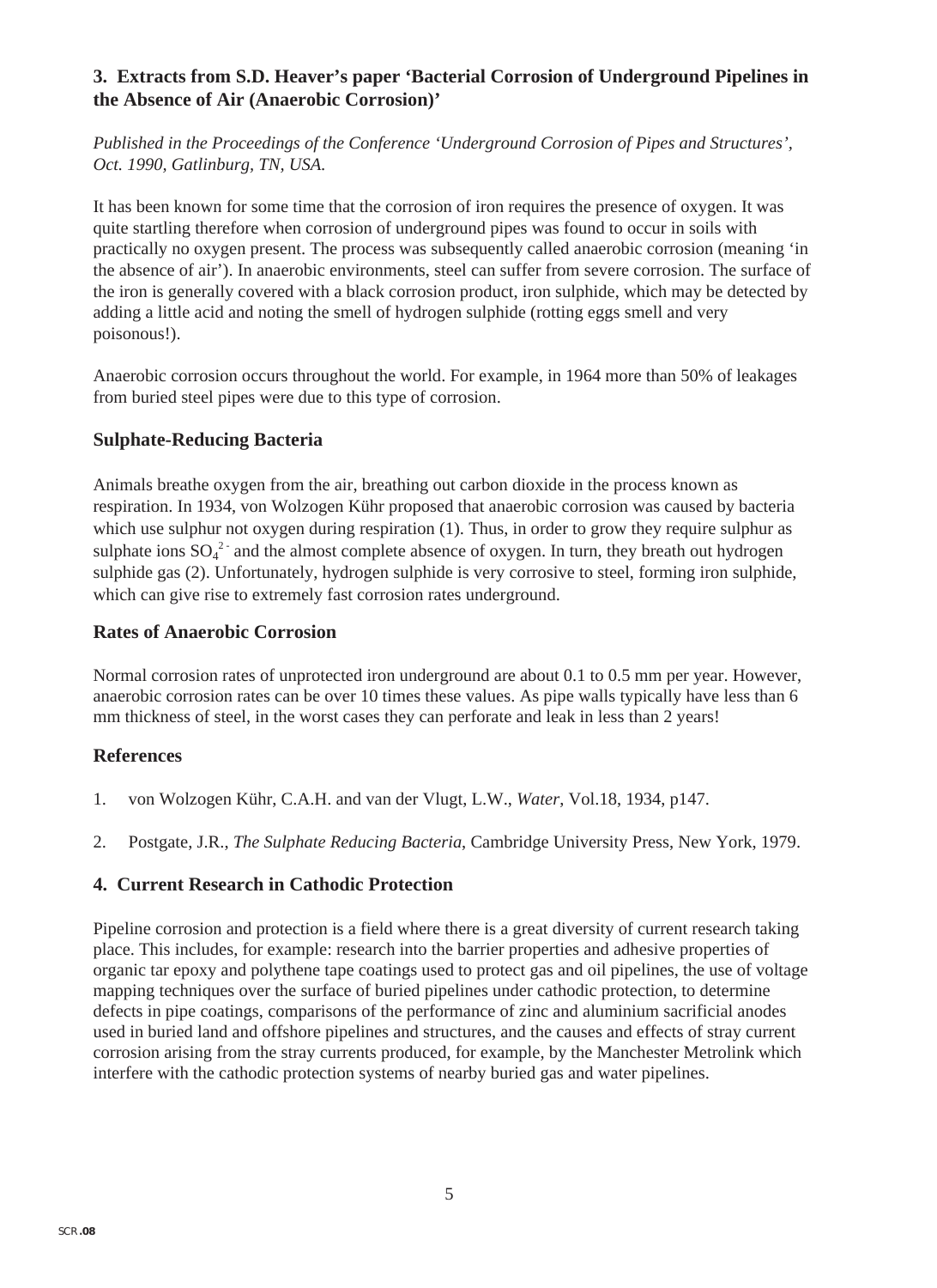## 3. Extracts from S.D. Heaver's paper 'Bacterial Corrosion of Underground Pipelines in the Absence of Air (Anaerobic Corrosion)'

*Published in the Proceedings of the Conference 'Underground Corrosion of Pipes and Structures', Oct. 1990, Gatlinburg, TN, USA.*

It has been known for some time that the corrosion of iron requires the presence of oxygen. It was quite startling therefore when corrosion of underground pipes was found to occur in soils with practically no oxygen present. The process was subsequently called anaerobic corrosion (meaning 'in the absence of air'). In anaerobic environments, steel can suffer from severe corrosion. The surface of the iron is generally covered with a black corrosion product, iron sulphide, which may be detected by adding a little acid and noting the smell of hydrogen sulphide (rotting eggs smell and very poisonous!).

Anaerobic corrosion occurs throughout the world. For example, in 1964 more than 50% of leakages from buried steel pipes were due to this type of corrosion.

### Sulphate-Reducing Bacteria

Animals breathe oxygen from the air, breathing out carbon dioxide in the process known as respiration. In 1934, von Wolzogen Kühr proposed that anaerobic corrosion was caused by bacteria which use sulphur not oxygen during respiration (1). Thus, in order to grow they require sulphur as sulphate ions $SO_4^{2-}$ and the almost complete absence of oxygen. In turn, they breath out hydrogen sulphide gas (2). Unfortunately, hydrogen sulphide is very corrosive to steel, forming iron sulphide, which can give rise to extremely fast corrosion rates underground.

### Rates of Anaerobic Corrosion

Normal corrosion rates of unprotected iron underground are about 0.1 to 0.5 mm per year. However, anaerobic corrosion rates can be over 10 times these values. As pipe walls typically have less than 6 mm thickness of steel, in the worst cases they can perforate and leak in less than 2 years!

### References

1. von Wolzogen Kühr, C.A.H. and van der Vlugt, L.W., *Water*, Vol.18, 1934, p147.
2. Postgate, J.R., *The Sulphate Reducing Bacteria*, Cambridge University Press, New York, 1979.

## 4. Current Research in Cathodic Protection

Pipeline corrosion and protection is a field where there is a great diversity of current research taking place. This includes, for example: research into the barrier properties and adhesive properties of organic tar epoxy and polythene tape coatings used to protect gas and oil pipelines, the use of voltage mapping techniques over the surface of buried pipelines under cathodic protection, to determine defects in pipe coatings, comparisons of the performance of zinc and aluminium sacrificial anodes used in buried land and offshore pipelines and structures, and the causes and effects of stray current corrosion arising from the stray currents produced, for example, by the Manchester Metrolink which interfere with the cathodic protection systems of nearby buried gas and water pipelines.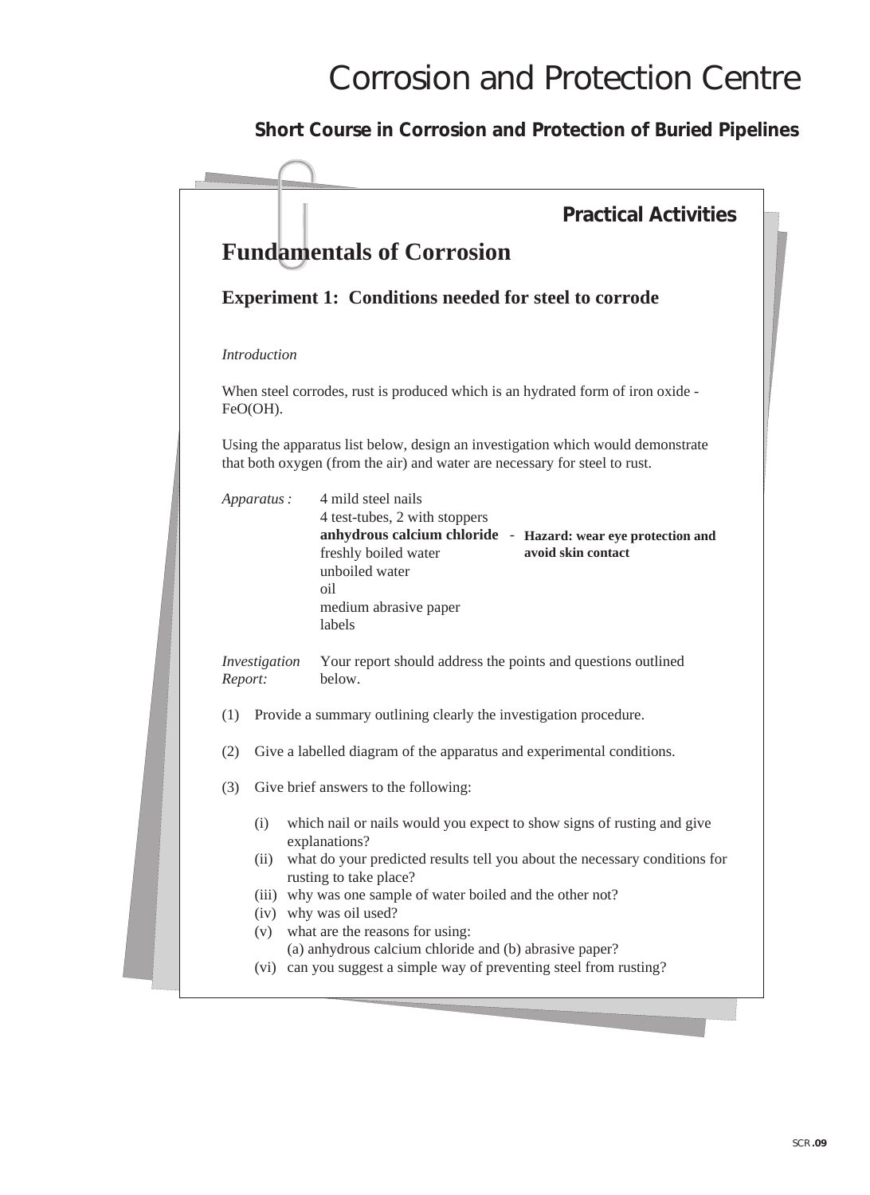# Corrosion and Protection Centre

**Short Course in Corrosion and Protection of Buried Pipelines**

**Practical Activities**

## Fundamentals of Corrosion

### Experiment 1: Conditions needed for steel to corrode

*Introduction*

When steel corrodes, rust is produced which is an hydrated form of iron oxide - FeO(OH).

Using the apparatus list below, design an investigation which would demonstrate that both oxygen (from the air) and water are necessary for steel to rust.

*Apparatus :*

- 4 mild steel nails
- 4 test-tubes, 2 with stoppers
- **anhydrous calcium chloride** - **Hazard: wear eye protection and avoid skin contact**
- freshly boiled water
- unboiled water
- oil
- medium abrasive paper
- labels

*Investigation Report:* Your report should address the points and questions outlined below.

(1) Provide a summary outlining clearly the investigation procedure.

(2) Give a labelled diagram of the apparatus and experimental conditions.

(3) Give brief answers to the following:

- (i) which nail or nails would you expect to show signs of rusting and give explanations?
- (ii) what do your predicted results tell you about the necessary conditions for rusting to take place?
- (iii) why was one sample of water boiled and the other not?
- (iv) why was oil used?
- (v) what are the reasons for using:
  (a) anhydrous calcium chloride and (b) abrasive paper?
- (vi) can you suggest a simple way of preventing steel from rusting?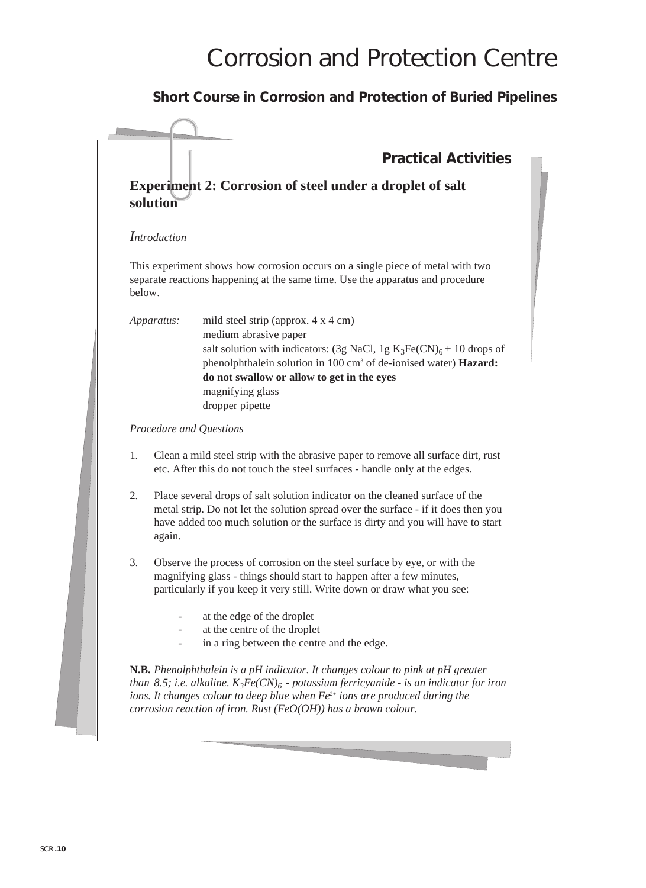# Corrosion and Protection Centre

## Short Course in Corrosion and Protection of Buried Pipelines

### Practical Activities

### Experiment 2: Corrosion of steel under a droplet of salt solution

*Introduction*

This experiment shows how corrosion occurs on a single piece of metal with two separate reactions happening at the same time. Use the apparatus and procedure below.

*Apparatus:*

mild steel strip (approx. 4 x 4 cm)
medium abrasive paper
salt solution with indicators: (3g NaCl, 1g $K_3Fe(CN)_6$ + 10 drops of phenolphthalein solution in 100 $cm^3$ of de-ionised water) **Hazard: do not swallow or allow to get in the eyes**
magnifying glass
dropper pipette

*Procedure and Questions*

1. Clean a mild steel strip with the abrasive paper to remove all surface dirt, rust etc. After this do not touch the steel surfaces - handle only at the edges.

2. Place several drops of salt solution indicator on the cleaned surface of the metal strip. Do not let the solution spread over the surface - if it does then you have added too much solution or the surface is dirty and you will have to start again.

3. Observe the process of corrosion on the steel surface by eye, or with the magnifying glass - things should start to happen after a few minutes, particularly if you keep it very still. Write down or draw what you see:

   - at the edge of the droplet
   - at the centre of the droplet
   - in a ring between the centre and the edge.

**N.B.** *Phenolphthalein is a pH indicator. It changes colour to pink at pH greater than 8.5; i.e. alkaline. $K_3Fe(CN)_6$ - potassium ferricyanide - is an indicator for iron ions. It changes colour to deep blue when $Fe^{2+}$ ions are produced during the corrosion reaction of iron. Rust (FeO(OH)) has a brown colour.*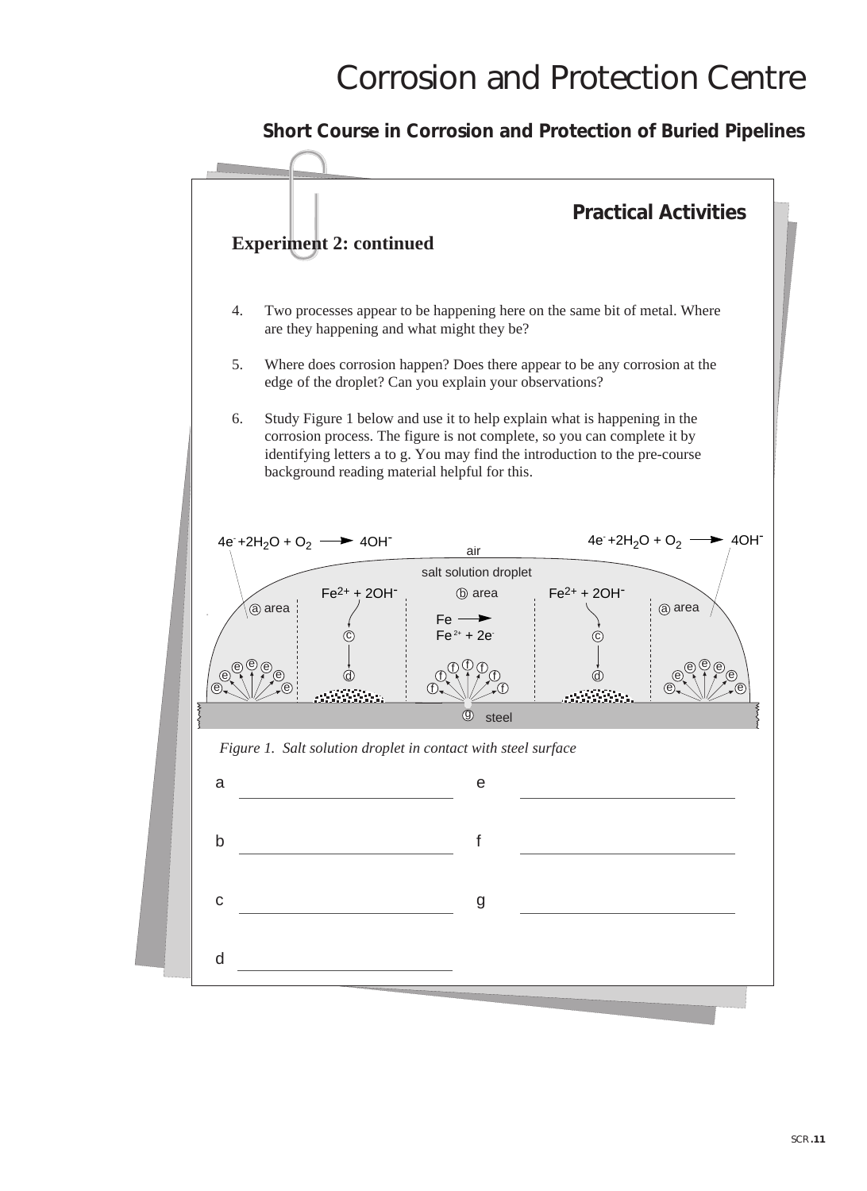# Corrosion and Protection Centre

## Short Course in Corrosion and Protection of Buried Pipelines

### Practical Activities

### Experiment 2: continued

4. Two processes appear to be happening here on the same bit of metal. Where are they happening and what might they be?

5. Where does corrosion happen? Does there appear to be any corrosion at the edge of the droplet? Can you explain your observations?

6. Study Figure 1 below and use it to help explain what is happening in the corrosion process. The figure is not complete, so you can complete it by identifying letters a to g. You may find the introduction to the pre-course background reading material helpful for this.

$4e^- + 2H_2O + O_2 \longrightarrow 4OH^-$

air

$4e^- + 2H_2O + O_2 \longrightarrow 4OH^-$

salt solution droplet

$Fe^{2+} + 2OH^-$

ⓑ area

$Fe^{2+} + 2OH^-$

ⓐ area

$Fe \longrightarrow Fe^{2+} + 2e^-$

ⓐ area

ⓒ ⓒ

ⓔ ⓓ ⓕ ⓓ ⓔ

ⓖ steel

*Figure 1. Salt solution droplet in contact with steel surface*

a \_\_\_\_\_\_\_\_\_\_\_\_\_\_\_\_\_\_\_\_ e \_\_\_\_\_\_\_\_\_\_\_\_\_\_\_\_\_\_\_\_

b \_\_\_\_\_\_\_\_\_\_\_\_\_\_\_\_\_\_\_\_ f \_\_\_\_\_\_\_\_\_\_\_\_\_\_\_\_\_\_\_\_

c \_\_\_\_\_\_\_\_\_\_\_\_\_\_\_\_\_\_\_\_ g \_\_\_\_\_\_\_\_\_\_\_\_\_\_\_\_\_\_\_\_

d \_\_\_\_\_\_\_\_\_\_\_\_\_\_\_\_\_\_\_\_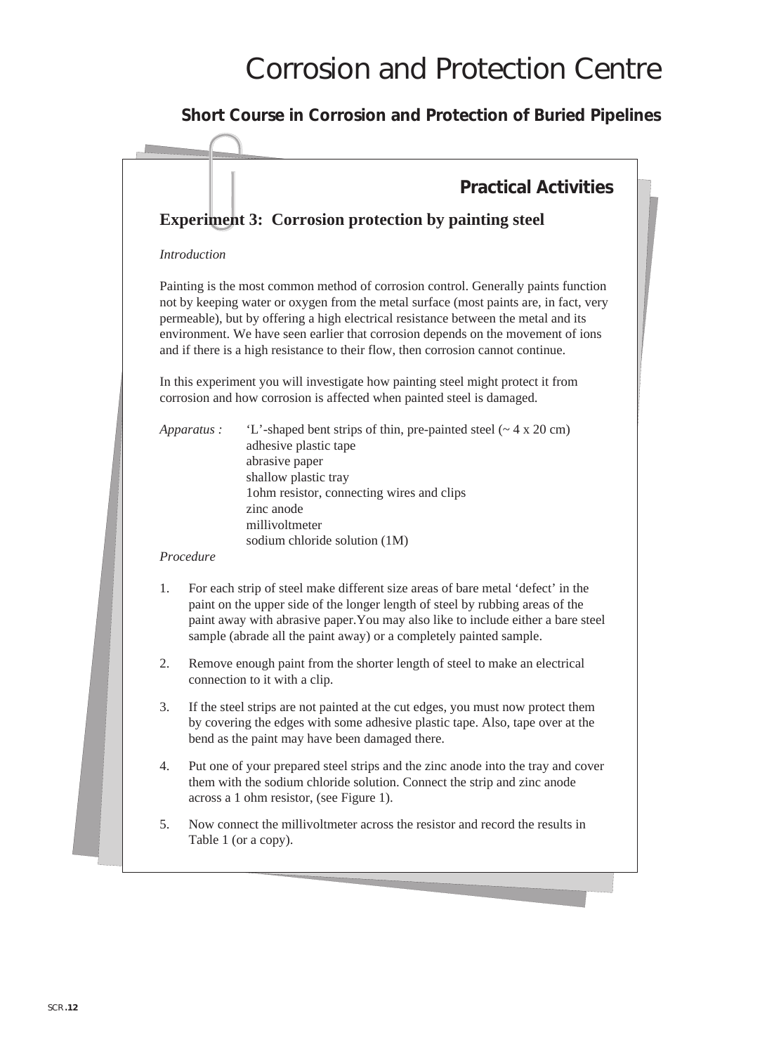# Corrosion and Protection Centre

## Short Course in Corrosion and Protection of Buried Pipelines

### Practical Activities

## Experiment 3: Corrosion protection by painting steel

*Introduction*

Painting is the most common method of corrosion control. Generally paints function not by keeping water or oxygen from the metal surface (most paints are, in fact, very permeable), but by offering a high electrical resistance between the metal and its environment. We have seen earlier that corrosion depends on the movement of ions and if there is a high resistance to their flow, then corrosion cannot continue.

In this experiment you will investigate how painting steel might protect it from corrosion and how corrosion is affected when painted steel is damaged.

*Apparatus :*

- 'L'-shaped bent strips of thin, pre-painted steel (~ 4 x 20 cm)
- adhesive plastic tape
- abrasive paper
- shallow plastic tray
- 1ohm resistor, connecting wires and clips
- zinc anode
- millivoltmeter
- sodium chloride solution (1M)

*Procedure*

1. For each strip of steel make different size areas of bare metal 'defect' in the paint on the upper side of the longer length of steel by rubbing areas of the paint away with abrasive paper.You may also like to include either a bare steel sample (abrade all the paint away) or a completely painted sample.
2. Remove enough paint from the shorter length of steel to make an electrical connection to it with a clip.
3. If the steel strips are not painted at the cut edges, you must now protect them by covering the edges with some adhesive plastic tape. Also, tape over at the bend as the paint may have been damaged there.
4. Put one of your prepared steel strips and the zinc anode into the tray and cover them with the sodium chloride solution. Connect the strip and zinc anode across a 1 ohm resistor, (see Figure 1).
5. Now connect the millivoltmeter across the resistor and record the results in Table 1 (or a copy).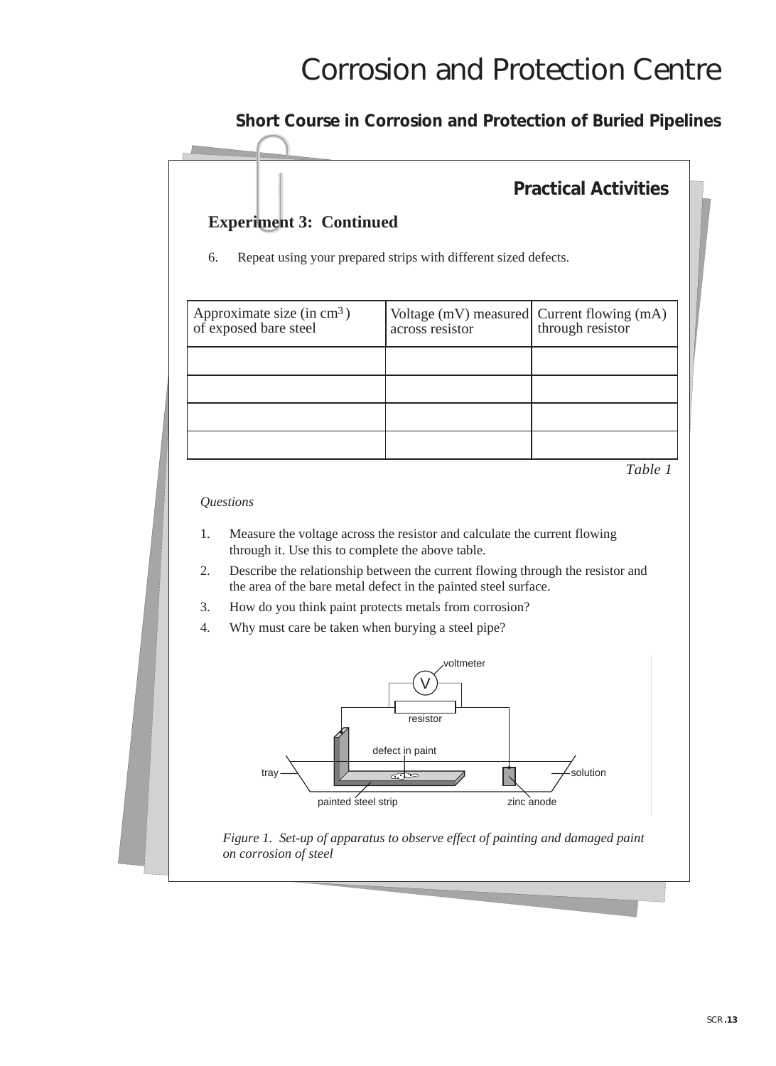# Corrosion and Protection Centre

## Short Course in Corrosion and Protection of Buried Pipelines

### Practical Activities

**Experiment 3: Continued**

6. Repeat using your prepared strips with different sized defects.

| Approximate size (in $cm^3$) of exposed bare steel | Voltage (mV) measured across resistor | Current flowing (mA) through resistor |
| --- | --- | --- |
| | | |
| | | |
| | | |
| | | |

*Table 1*

*Questions*

1. Measure the voltage across the resistor and calculate the current flowing through it. Use this to complete the above table.
2. Describe the relationship between the current flowing through the resistor and the area of the bare metal defect in the painted steel surface.
3. How do you think paint protects metals from corrosion?
4. Why must care be taken when burying a steel pipe?

voltmeter
V
resistor
defect in paint
tray
solution
painted steel strip
zinc anode

*Figure 1. Set-up of apparatus to observe effect of painting and damaged paint on corrosion of steel*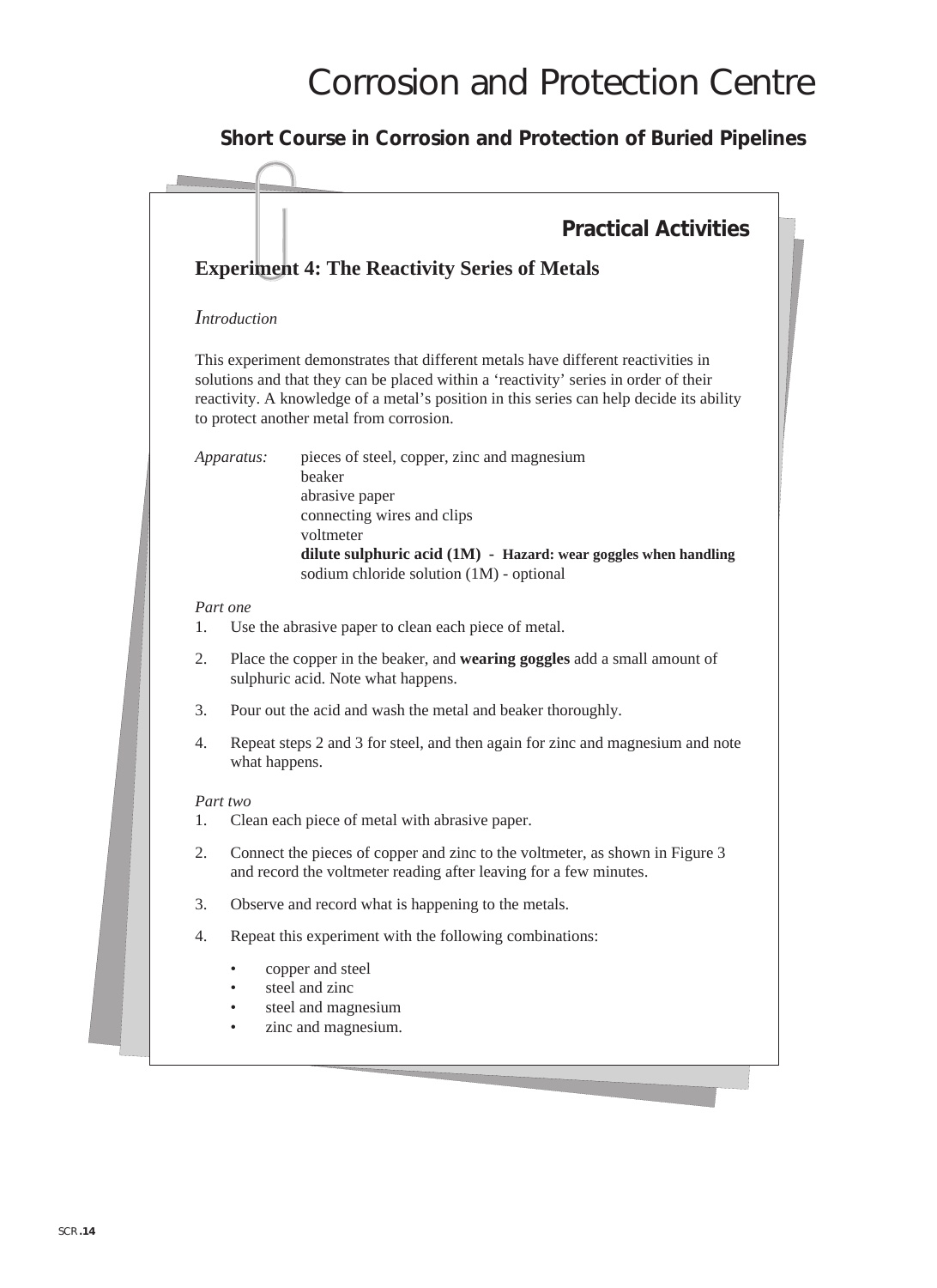# Corrosion and Protection Centre

## Short Course in Corrosion and Protection of Buried Pipelines

### Practical Activities

## Experiment 4: The Reactivity Series of Metals

*Introduction*

This experiment demonstrates that different metals have different reactivities in solutions and that they can be placed within a 'reactivity' series in order of their reactivity. A knowledge of a metal's position in this series can help decide its ability to protect another metal from corrosion.

*Apparatus:*

- pieces of steel, copper, zinc and magnesium
- beaker
- abrasive paper
- connecting wires and clips
- voltmeter
- **dilute sulphuric acid (1M) - Hazard: wear goggles when handling**
- sodium chloride solution (1M) - optional

*Part one*

1. Use the abrasive paper to clean each piece of metal.
2. Place the copper in the beaker, and **wearing goggles** add a small amount of sulphuric acid. Note what happens.
3. Pour out the acid and wash the metal and beaker thoroughly.
4. Repeat steps 2 and 3 for steel, and then again for zinc and magnesium and note what happens.

*Part two*

1. Clean each piece of metal with abrasive paper.
2. Connect the pieces of copper and zinc to the voltmeter, as shown in Figure 3 and record the voltmeter reading after leaving for a few minutes.
3. Observe and record what is happening to the metals.
4. Repeat this experiment with the following combinations:
   - copper and steel
   - steel and zinc
   - steel and magnesium
   - zinc and magnesium.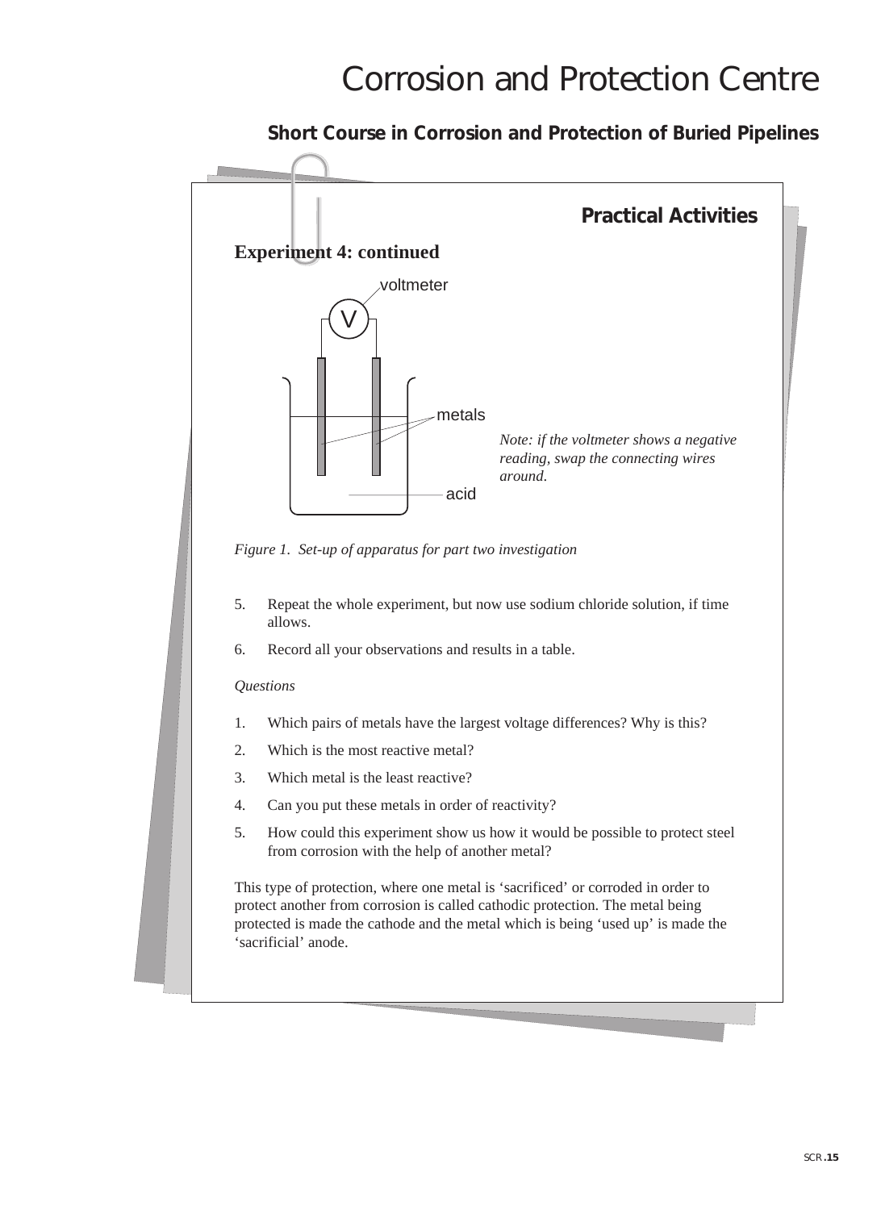## Practical Activities

### Experiment 4: continued

voltmeter

V

metals

acid

*Note: if the voltmeter shows a negative reading, swap the connecting wires around.*

*Figure 1. Set-up of apparatus for part two investigation*

5. Repeat the whole experiment, but now use sodium chloride solution, if time allows.
6. Record all your observations and results in a table.

*Questions*

1. Which pairs of metals have the largest voltage differences? Why is this?
2. Which is the most reactive metal?
3. Which metal is the least reactive?
4. Can you put these metals in order of reactivity?
5. How could this experiment show us how it would be possible to protect steel from corrosion with the help of another metal?

This type of protection, where one metal is 'sacrificed' or corroded in order to protect another from corrosion is called cathodic protection. The metal being protected is made the cathode and the metal which is being 'used up' is made the 'sacrificial' anode.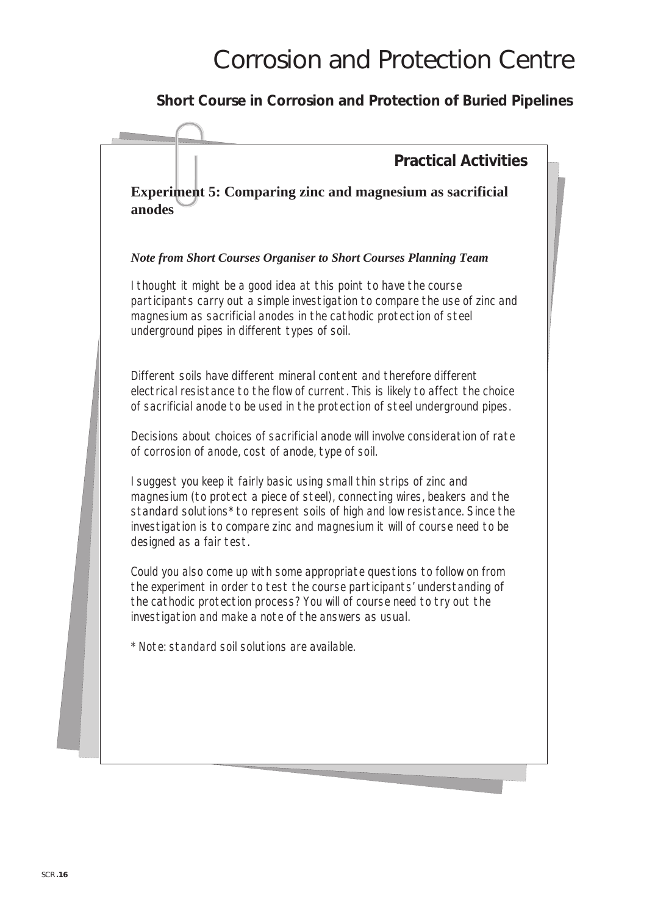# Corrosion and Protection Centre

## Short Course in Corrosion and Protection of Buried Pipelines

### Practical Activities

**Experiment 5: Comparing zinc and magnesium as sacrificial anodes**

***Note from Short Courses Organiser to Short Courses Planning Team***

*I thought it might be a good idea at this point to have the course participants carry out a simple investigation to compare the use of zinc and magnesium as sacrificial anodes in the cathodic protection of steel underground pipes in different types of soil.*

*Different soils have different mineral content and therefore different electrical resistance to the flow of current. This is likely to affect the choice of sacrificial anode to be used in the protection of steel underground pipes.*

*Decisions about choices of sacrificial anode will involve consideration of rate of corrosion of anode, cost of anode, type of soil.*

*I suggest you keep it fairly basic using small thin strips of zinc and magnesium (to protect a piece of steel), connecting wires, beakers and the standard solutions* to represent soils of high and low resistance. Since the investigation is to compare zinc and magnesium it will of course need to be designed as a fair test.*

*Could you also come up with some appropriate questions to follow on from the experiment in order to test the course participants' understanding of the cathodic protection process? You will of course need to try out the investigation and make a note of the answers as usual.*

** Note: standard soil solutions are available.*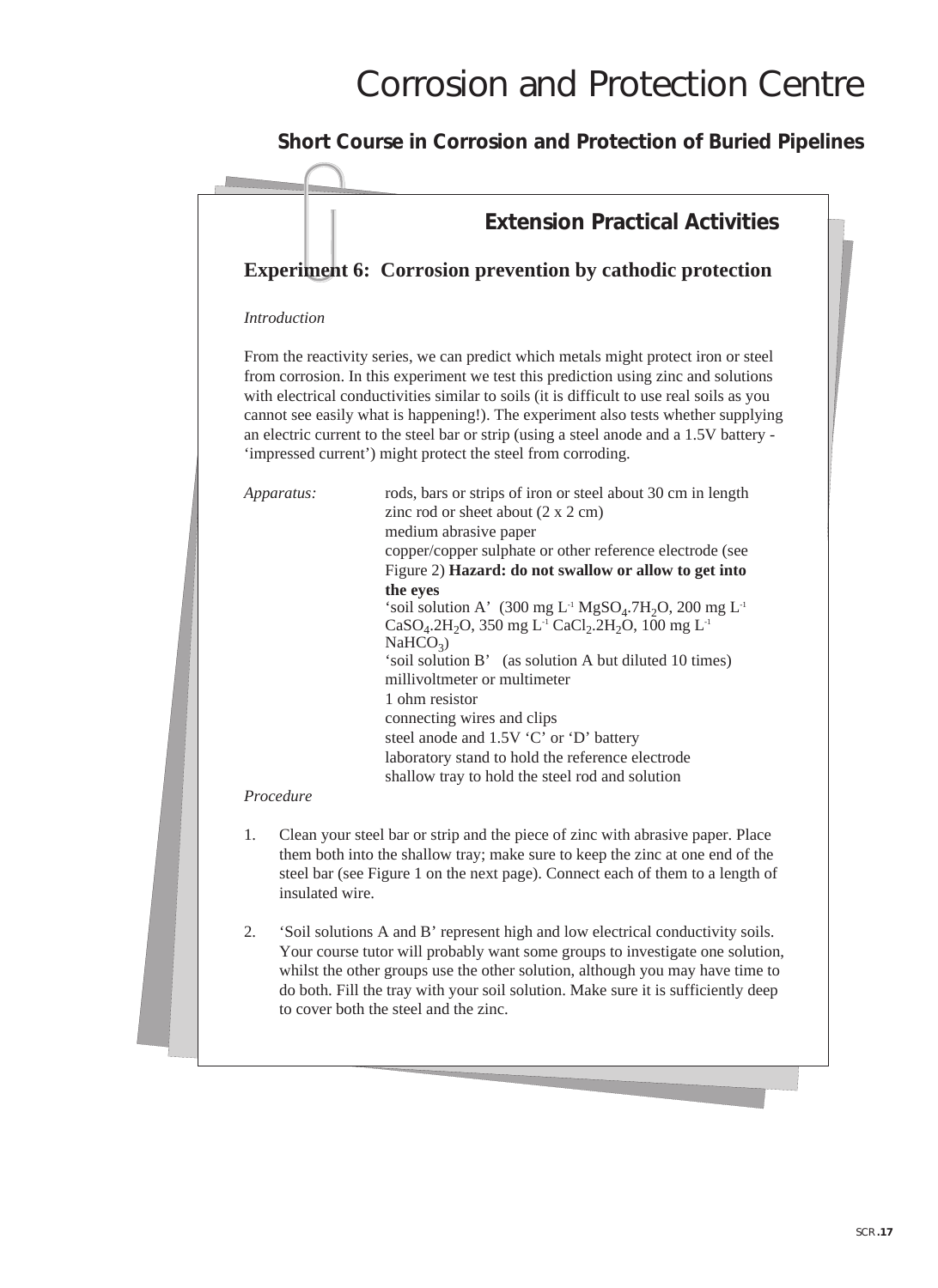# Corrosion and Protection Centre

## Short Course in Corrosion and Protection of Buried Pipelines

### Extension Practical Activities

## Experiment 6: Corrosion prevention by cathodic protection

*Introduction*

From the reactivity series, we can predict which metals might protect iron or steel from corrosion. In this experiment we test this prediction using zinc and solutions with electrical conductivities similar to soils (it is difficult to use real soils as you cannot see easily what is happening!). The experiment also tests whether supplying an electric current to the steel bar or strip (using a steel anode and a 1.5V battery - 'impressed current') might protect the steel from corroding.

*Apparatus:*

- rods, bars or strips of iron or steel about 30 cm in length
- zinc rod or sheet about (2 x 2 cm)
- medium abrasive paper
- copper/copper sulphate or other reference electrode (see Figure 2) **Hazard: do not swallow or allow to get into the eyes**
- 'soil solution A' (300 mg $L^{-1}$ $MgSO_4.7H_2O$, 200 mg $L^{-1}$ $CaSO_4.2H_2O$, 350 mg $L^{-1}$ $CaCl_2.2H_2O$, 100 mg $L^{-1}$ $NaHCO_3$)
- 'soil solution B' (as solution A but diluted 10 times)
- millivoltmeter or multimeter
- 1 ohm resistor
- connecting wires and clips
- steel anode and 1.5V 'C' or 'D' battery
- laboratory stand to hold the reference electrode
- shallow tray to hold the steel rod and solution

*Procedure*

1. Clean your steel bar or strip and the piece of zinc with abrasive paper. Place them both into the shallow tray; make sure to keep the zinc at one end of the steel bar (see Figure 1 on the next page). Connect each of them to a length of insulated wire.

2. 'Soil solutions A and B' represent high and low electrical conductivity soils. Your course tutor will probably want some groups to investigate one solution, whilst the other groups use the other solution, although you may have time to do both. Fill the tray with your soil solution. Make sure it is sufficiently deep to cover both the steel and the zinc.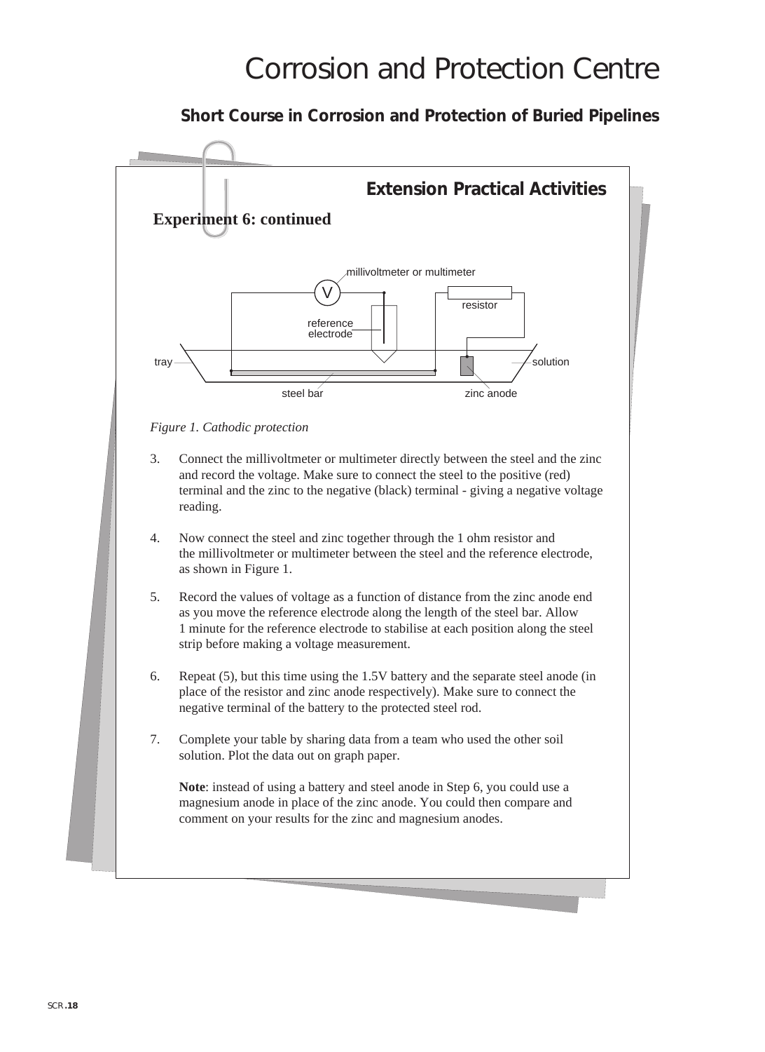# Corrosion and Protection Centre

## Short Course in Corrosion and Protection of Buried Pipelines

### Extension Practical Activities

### Experiment 6: continued

millivoltmeter or multimeter

V

resistor

reference electrode

tray

solution

steel bar

zinc anode

*Figure 1. Cathodic protection*

3. Connect the millivoltmeter or multimeter directly between the steel and the zinc and record the voltage. Make sure to connect the steel to the positive (red) terminal and the zinc to the negative (black) terminal - giving a negative voltage reading.

4. Now connect the steel and zinc together through the 1 ohm resistor and the millivoltmeter or multimeter between the steel and the reference electrode, as shown in Figure 1.

5. Record the values of voltage as a function of distance from the zinc anode end as you move the reference electrode along the length of the steel bar. Allow 1 minute for the reference electrode to stabilise at each position along the steel strip before making a voltage measurement.

6. Repeat (5), but this time using the 1.5V battery and the separate steel anode (in place of the resistor and zinc anode respectively). Make sure to connect the negative terminal of the battery to the protected steel rod.

7. Complete your table by sharing data from a team who used the other soil solution. Plot the data out on graph paper.

   **Note**: instead of using a battery and steel anode in Step 6, you could use a magnesium anode in place of the zinc anode. You could then compare and comment on your results for the zinc and magnesium anodes.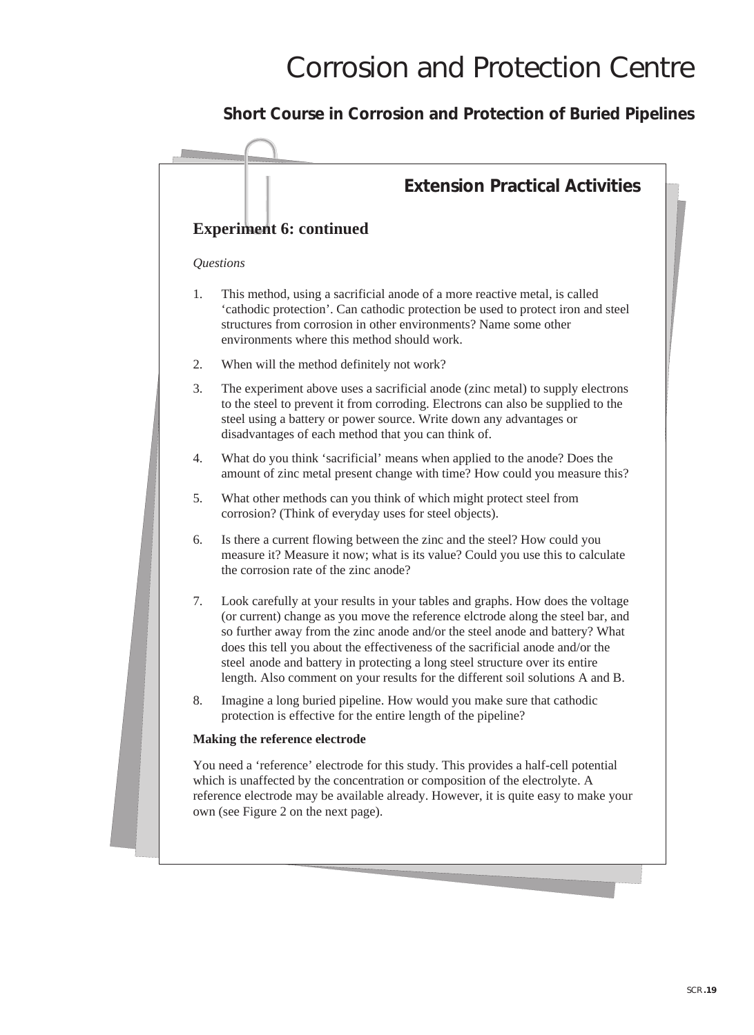## Extension Practical Activities

### Experiment 6: continued

*Questions*

1. This method, using a sacrificial anode of a more reactive metal, is called 'cathodic protection'. Can cathodic protection be used to protect iron and steel structures from corrosion in other environments? Name some other environments where this method should work.

2. When will the method definitely not work?

3. The experiment above uses a sacrificial anode (zinc metal) to supply electrons to the steel to prevent it from corroding. Electrons can also be supplied to the steel using a battery or power source. Write down any advantages or disadvantages of each method that you can think of.

4. What do you think 'sacrificial' means when applied to the anode? Does the amount of zinc metal present change with time? How could you measure this?

5. What other methods can you think of which might protect steel from corrosion? (Think of everyday uses for steel objects).

6. Is there a current flowing between the zinc and the steel? How could you measure it? Measure it now; what is its value? Could you use this to calculate the corrosion rate of the zinc anode?

7. Look carefully at your results in your tables and graphs. How does the voltage (or current) change as you move the reference elctrode along the steel bar, and so further away from the zinc anode and/or the steel anode and battery? What does this tell you about the effectiveness of the sacrificial anode and/or the steel anode and battery in protecting a long steel structure over its entire length. Also comment on your results for the different soil solutions A and B.

8. Imagine a long buried pipeline. How would you make sure that cathodic protection is effective for the entire length of the pipeline?

**Making the reference electrode**

You need a 'reference' electrode for this study. This provides a half-cell potential which is unaffected by the concentration or composition of the electrolyte. A reference electrode may be available already. However, it is quite easy to make your own (see Figure 2 on the next page).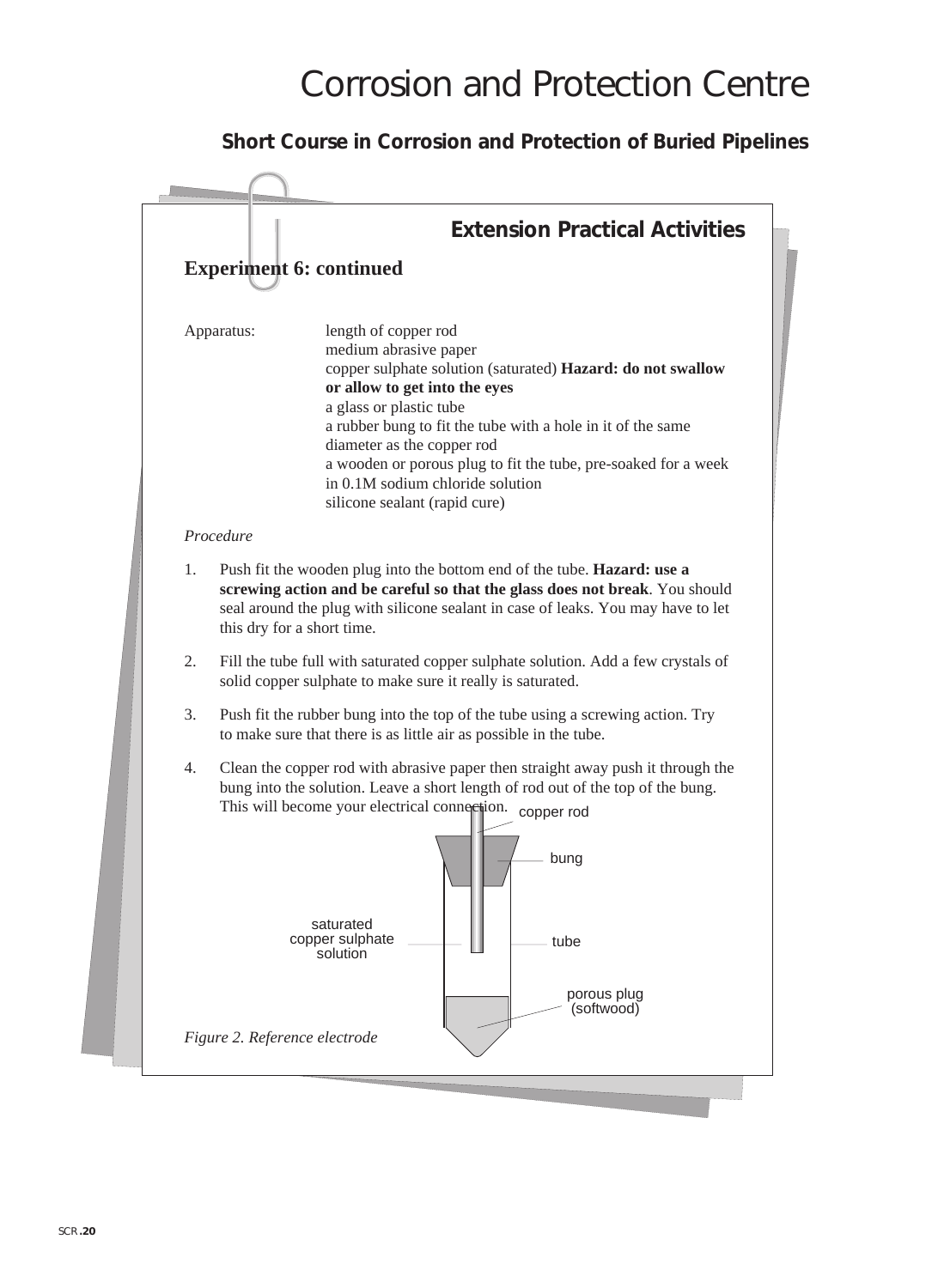## Extension Practical Activities

### Experiment 6: continued

Apparatus:

- length of copper rod
- medium abrasive paper
- copper sulphate solution (saturated) **Hazard: do not swallow or allow to get into the eyes**
- a glass or plastic tube
- a rubber bung to fit the tube with a hole in it of the same diameter as the copper rod
- a wooden or porous plug to fit the tube, pre-soaked for a week in 0.1M sodium chloride solution
- silicone sealant (rapid cure)

*Procedure*

1. Push fit the wooden plug into the bottom end of the tube. **Hazard: use a screwing action and be careful so that the glass does not break**. You should seal around the plug with silicone sealant in case of leaks. You may have to let this dry for a short time.
2. Fill the tube full with saturated copper sulphate solution. Add a few crystals of solid copper sulphate to make sure it really is saturated.
3. Push fit the rubber bung into the top of the tube using a screwing action. Try to make sure that there is as little air as possible in the tube.
4. Clean the copper rod with abrasive paper then straight away push it through the bung into the solution. Leave a short length of rod out of the top of the bung. This will become your electrical connection.

copper rod

bung

saturated copper sulphate solution

tube

porous plug (softwood)

*Figure 2. Reference electrode*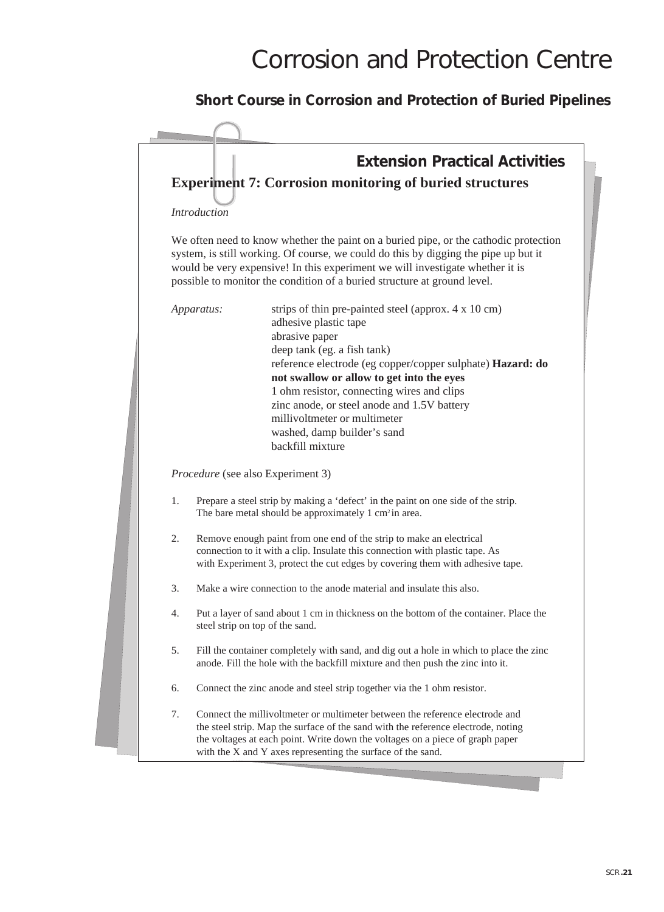# Corrosion and Protection Centre

## Short Course in Corrosion and Protection of Buried Pipelines

### Extension Practical Activities

### Experiment 7: Corrosion monitoring of buried structures

*Introduction*

We often need to know whether the paint on a buried pipe, or the cathodic protection system, is still working. Of course, we could do this by digging the pipe up but it would be very expensive! In this experiment we will investigate whether it is possible to monitor the condition of a buried structure at ground level.

*Apparatus:*

- strips of thin pre-painted steel (approx. 4 x 10 cm)
- adhesive plastic tape
- abrasive paper
- deep tank (eg. a fish tank)
- reference electrode (eg copper/copper sulphate) **Hazard: do not swallow or allow to get into the eyes**
- 1 ohm resistor, connecting wires and clips
- zinc anode, or steel anode and 1.5V battery
- millivoltmeter or multimeter
- washed, damp builder's sand
- backfill mixture

*Procedure* (see also Experiment 3)

1. Prepare a steel strip by making a 'defect' in the paint on one side of the strip. The bare metal should be approximately 1 $cm^2$ in area.
2. Remove enough paint from one end of the strip to make an electrical connection to it with a clip. Insulate this connection with plastic tape. As with Experiment 3, protect the cut edges by covering them with adhesive tape.
3. Make a wire connection to the anode material and insulate this also.
4. Put a layer of sand about 1 cm in thickness on the bottom of the container. Place the steel strip on top of the sand.
5. Fill the container completely with sand, and dig out a hole in which to place the zinc anode. Fill the hole with the backfill mixture and then push the zinc into it.
6. Connect the zinc anode and steel strip together via the 1 ohm resistor.
7. Connect the millivoltmeter or multimeter between the reference electrode and the steel strip. Map the surface of the sand with the reference electrode, noting the voltages at each point. Write down the voltages on a piece of graph paper with the X and Y axes representing the surface of the sand.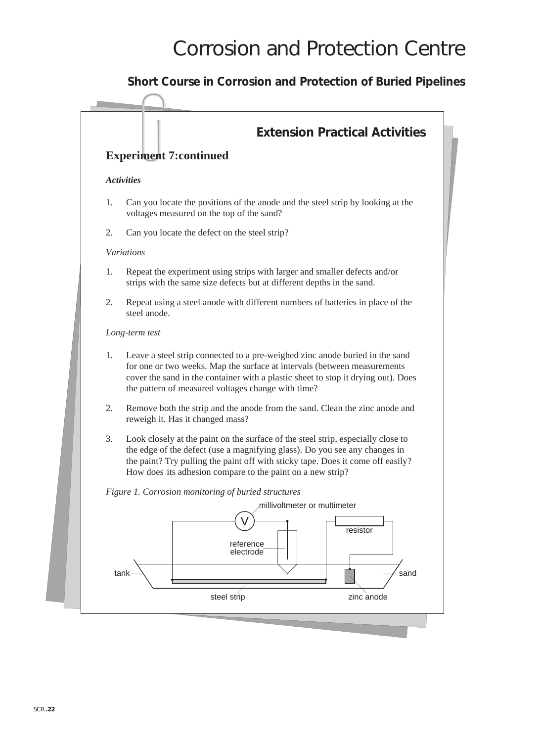# Corrosion and Protection Centre

## Short Course in Corrosion and Protection of Buried Pipelines

### Extension Practical Activities

### Experiment 7:continued

***Activities***

1. Can you locate the positions of the anode and the steel strip by looking at the voltages measured on the top of the sand?
2. Can you locate the defect on the steel strip?

*Variations*

1. Repeat the experiment using strips with larger and smaller defects and/or strips with the same size defects but at different depths in the sand.
2. Repeat using a steel anode with different numbers of batteries in place of the steel anode.

*Long-term test*

1. Leave a steel strip connected to a pre-weighed zinc anode buried in the sand for one or two weeks. Map the surface at intervals (between measurements cover the sand in the container with a plastic sheet to stop it drying out). Does the pattern of measured voltages change with time?
2. Remove both the strip and the anode from the sand. Clean the zinc anode and reweigh it. Has it changed mass?
3. Look closely at the paint on the surface of the steel strip, especially close to the edge of the defect (use a magnifying glass). Do you see any changes in the paint? Try pulling the paint off with sticky tape. Does it come off easily? How does its adhesion compare to the paint on a new strip?

*Figure 1. Corrosion monitoring of buried structures*

millivoltmeter or multimeter

V

resistor

reference electrode

tank

sand

steel strip

zinc anode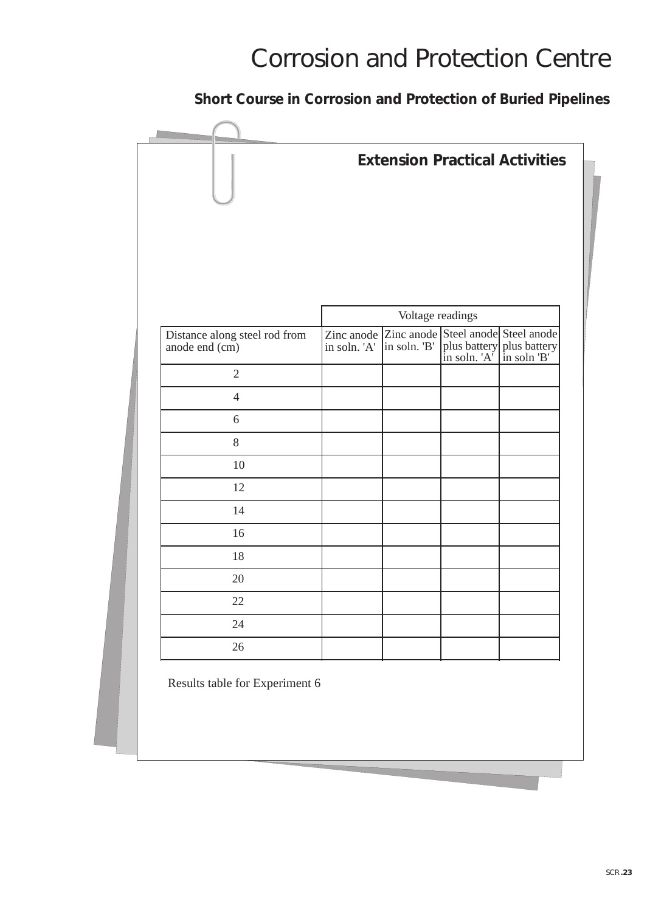# Corrosion and Protection Centre

**Short Course in Corrosion and Protection of Buried Pipelines**

## Extension Practical Activities

| | Voltage readings | | | |
|---|---|---|---|---|
| Distance along steel rod from anode end (cm) | Zinc anode in soln. 'A' | Zinc anode in soln. 'B' | Steel anode plus battery in soln. 'A' | Steel anode plus battery in soln 'B' |
| 2 | | | | |
| 4 | | | | |
| 6 | | | | |
| 8 | | | | |
| 10 | | | | |
| 12 | | | | |
| 14 | | | | |
| 16 | | | | |
| 18 | | | | |
| 20 | | | | |
| 22 | | | | |
| 24 | | | | |
| 26 | | | | |

Results table for Experiment 6